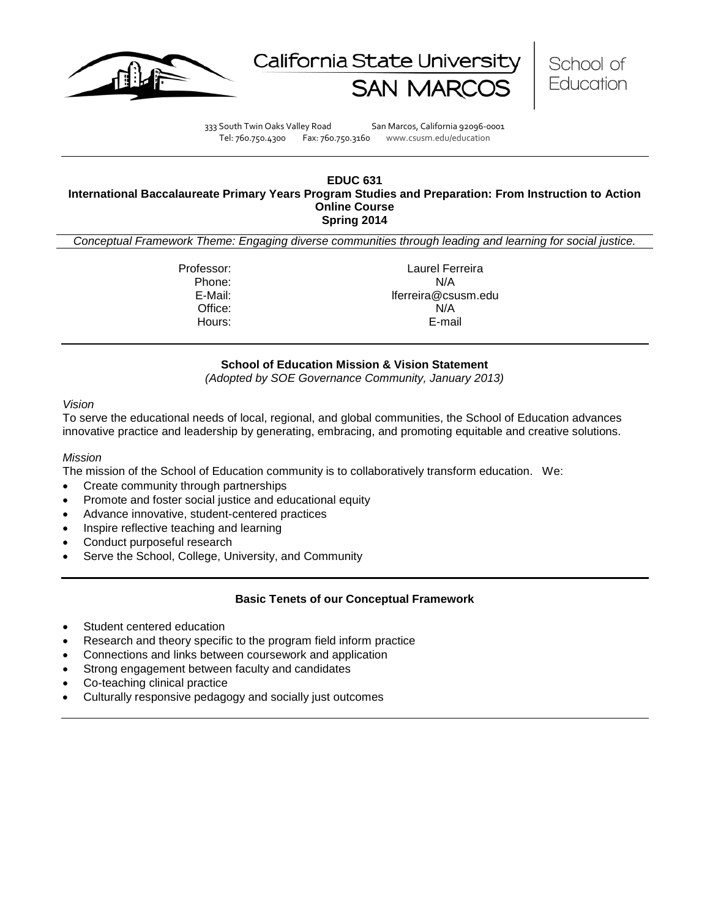California State University SAN MARCOS | School of Education

333 South Twin Oaks Valley Road San Marcos, California 92096-0001
Tel: 760.750.4300 Fax: 760.750.3160 www.csusm.edu/education

# EDUC 631
## International Baccalaureate Primary Years Program Studies and Preparation: From Instruction to Action
**Online Course**
**Spring 2014**

*Conceptual Framework Theme: Engaging diverse communities through leading and learning for social justice.*

| | |
|---|---|
| Professor: | Laurel Ferreira |
| Phone: | N/A |
| E-Mail: | lferreira@csusm.edu |
| Office: | N/A |
| Hours: | E-mail |

### School of Education Mission & Vision Statement
*(Adopted by SOE Governance Community, January 2013)*

*Vision*

To serve the educational needs of local, regional, and global communities, the School of Education advances innovative practice and leadership by generating, embracing, and promoting equitable and creative solutions.

*Mission*

The mission of the School of Education community is to collaboratively transform education. We:

- Create community through partnerships
- Promote and foster social justice and educational equity
- Advance innovative, student-centered practices
- Inspire reflective teaching and learning
- Conduct purposeful research
- Serve the School, College, University, and Community

### Basic Tenets of our Conceptual Framework

- Student centered education
- Research and theory specific to the program field inform practice
- Connections and links between coursework and application
- Strong engagement between faculty and candidates
- Co-teaching clinical practice
- Culturally responsive pedagogy and socially just outcomes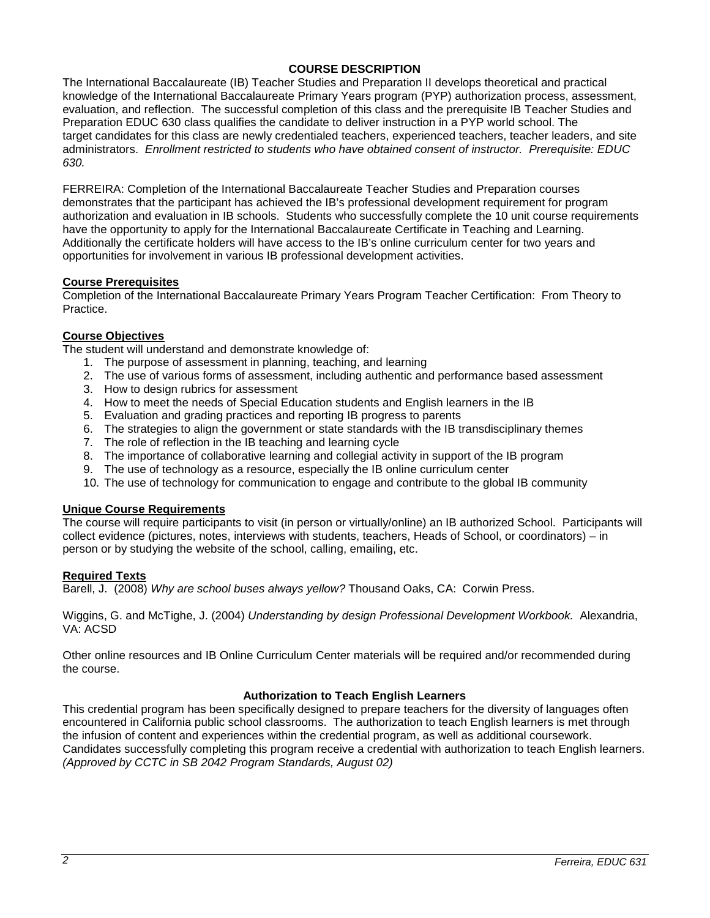## COURSE DESCRIPTION

The International Baccalaureate (IB) Teacher Studies and Preparation II develops theoretical and practical knowledge of the International Baccalaureate Primary Years program (PYP) authorization process, assessment, evaluation, and reflection. The successful completion of this class and the prerequisite IB Teacher Studies and Preparation EDUC 630 class qualifies the candidate to deliver instruction in a PYP world school. The target candidates for this class are newly credentialed teachers, experienced teachers, teacher leaders, and site administrators. *Enrollment restricted to students who have obtained consent of instructor. Prerequisite: EDUC 630.*

FERREIRA: Completion of the International Baccalaureate Teacher Studies and Preparation courses demonstrates that the participant has achieved the IB's professional development requirement for program authorization and evaluation in IB schools. Students who successfully complete the 10 unit course requirements have the opportunity to apply for the International Baccalaureate Certificate in Teaching and Learning. Additionally the certificate holders will have access to the IB's online curriculum center for two years and opportunities for involvement in various IB professional development activities.

### Course Prerequisites

Completion of the International Baccalaureate Primary Years Program Teacher Certification: From Theory to Practice.

### Course Objectives

The student will understand and demonstrate knowledge of:

1. The purpose of assessment in planning, teaching, and learning
2. The use of various forms of assessment, including authentic and performance based assessment
3. How to design rubrics for assessment
4. How to meet the needs of Special Education students and English learners in the IB
5. Evaluation and grading practices and reporting IB progress to parents
6. The strategies to align the government or state standards with the IB transdisciplinary themes
7. The role of reflection in the IB teaching and learning cycle
8. The importance of collaborative learning and collegial activity in support of the IB program
9. The use of technology as a resource, especially the IB online curriculum center
10. The use of technology for communication to engage and contribute to the global IB community

### Unique Course Requirements

The course will require participants to visit (in person or virtually/online) an IB authorized School. Participants will collect evidence (pictures, notes, interviews with students, teachers, Heads of School, or coordinators) – in person or by studying the website of the school, calling, emailing, etc.

### Required Texts

Barell, J. (2008) *Why are school buses always yellow?* Thousand Oaks, CA: Corwin Press.

Wiggins, G. and McTighe, J. (2004) *Understanding by design Professional Development Workbook.* Alexandria, VA: ACSD

Other online resources and IB Online Curriculum Center materials will be required and/or recommended during the course.

## Authorization to Teach English Learners

This credential program has been specifically designed to prepare teachers for the diversity of languages often encountered in California public school classrooms. The authorization to teach English learners is met through the infusion of content and experiences within the credential program, as well as additional coursework. Candidates successfully completing this program receive a credential with authorization to teach English learners. *(Approved by CCTC in SB 2042 Program Standards, August 02)*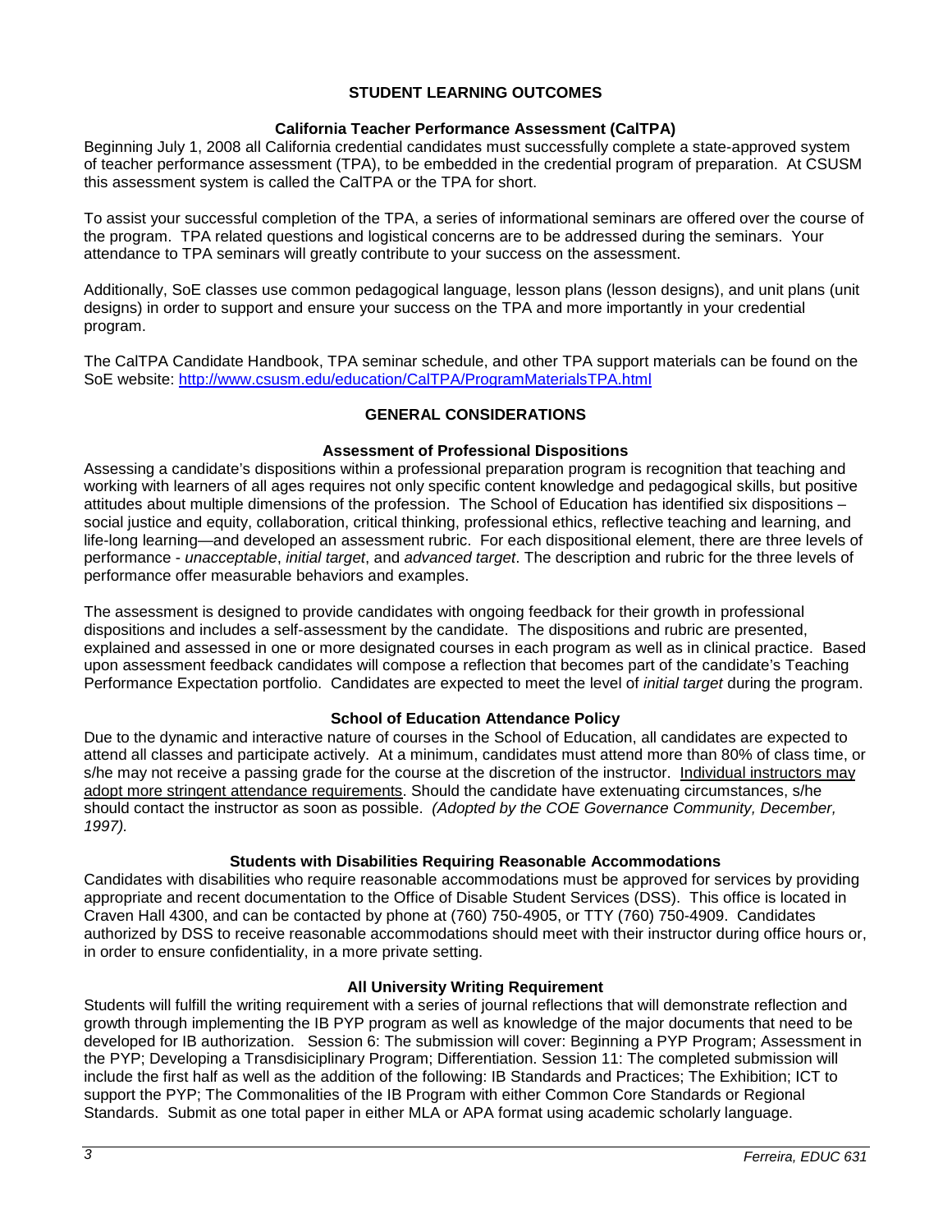## STUDENT LEARNING OUTCOMES

### California Teacher Performance Assessment (CalTPA)

Beginning July 1, 2008 all California credential candidates must successfully complete a state-approved system of teacher performance assessment (TPA), to be embedded in the credential program of preparation. At CSUSM this assessment system is called the CalTPA or the TPA for short.

To assist your successful completion of the TPA, a series of informational seminars are offered over the course of the program. TPA related questions and logistical concerns are to be addressed during the seminars. Your attendance to TPA seminars will greatly contribute to your success on the assessment.

Additionally, SoE classes use common pedagogical language, lesson plans (lesson designs), and unit plans (unit designs) in order to support and ensure your success on the TPA and more importantly in your credential program.

The CalTPA Candidate Handbook, TPA seminar schedule, and other TPA support materials can be found on the SoE website: http://www.csusm.edu/education/CalTPA/ProgramMaterialsTPA.html

## GENERAL CONSIDERATIONS

### Assessment of Professional Dispositions

Assessing a candidate's dispositions within a professional preparation program is recognition that teaching and working with learners of all ages requires not only specific content knowledge and pedagogical skills, but positive attitudes about multiple dimensions of the profession. The School of Education has identified six dispositions – social justice and equity, collaboration, critical thinking, professional ethics, reflective teaching and learning, and life-long learning—and developed an assessment rubric. For each dispositional element, there are three levels of performance - *unacceptable*, *initial target*, and *advanced target*. The description and rubric for the three levels of performance offer measurable behaviors and examples.

The assessment is designed to provide candidates with ongoing feedback for their growth in professional dispositions and includes a self-assessment by the candidate. The dispositions and rubric are presented, explained and assessed in one or more designated courses in each program as well as in clinical practice. Based upon assessment feedback candidates will compose a reflection that becomes part of the candidate's Teaching Performance Expectation portfolio. Candidates are expected to meet the level of *initial target* during the program.

### School of Education Attendance Policy

Due to the dynamic and interactive nature of courses in the School of Education, all candidates are expected to attend all classes and participate actively. At a minimum, candidates must attend more than 80% of class time, or s/he may not receive a passing grade for the course at the discretion of the instructor. Individual instructors may adopt more stringent attendance requirements. Should the candidate have extenuating circumstances, s/he should contact the instructor as soon as possible. *(Adopted by the COE Governance Community, December, 1997).*

### Students with Disabilities Requiring Reasonable Accommodations

Candidates with disabilities who require reasonable accommodations must be approved for services by providing appropriate and recent documentation to the Office of Disable Student Services (DSS). This office is located in Craven Hall 4300, and can be contacted by phone at (760) 750-4905, or TTY (760) 750-4909. Candidates authorized by DSS to receive reasonable accommodations should meet with their instructor during office hours or, in order to ensure confidentiality, in a more private setting.

### All University Writing Requirement

Students will fulfill the writing requirement with a series of journal reflections that will demonstrate reflection and growth through implementing the IB PYP program as well as knowledge of the major documents that need to be developed for IB authorization. Session 6: The submission will cover: Beginning a PYP Program; Assessment in the PYP; Developing a Transdisiciplinary Program; Differentiation. Session 11: The completed submission will include the first half as well as the addition of the following: IB Standards and Practices; The Exhibition; ICT to support the PYP; The Commonalities of the IB Program with either Common Core Standards or Regional Standards. Submit as one total paper in either MLA or APA format using academic scholarly language.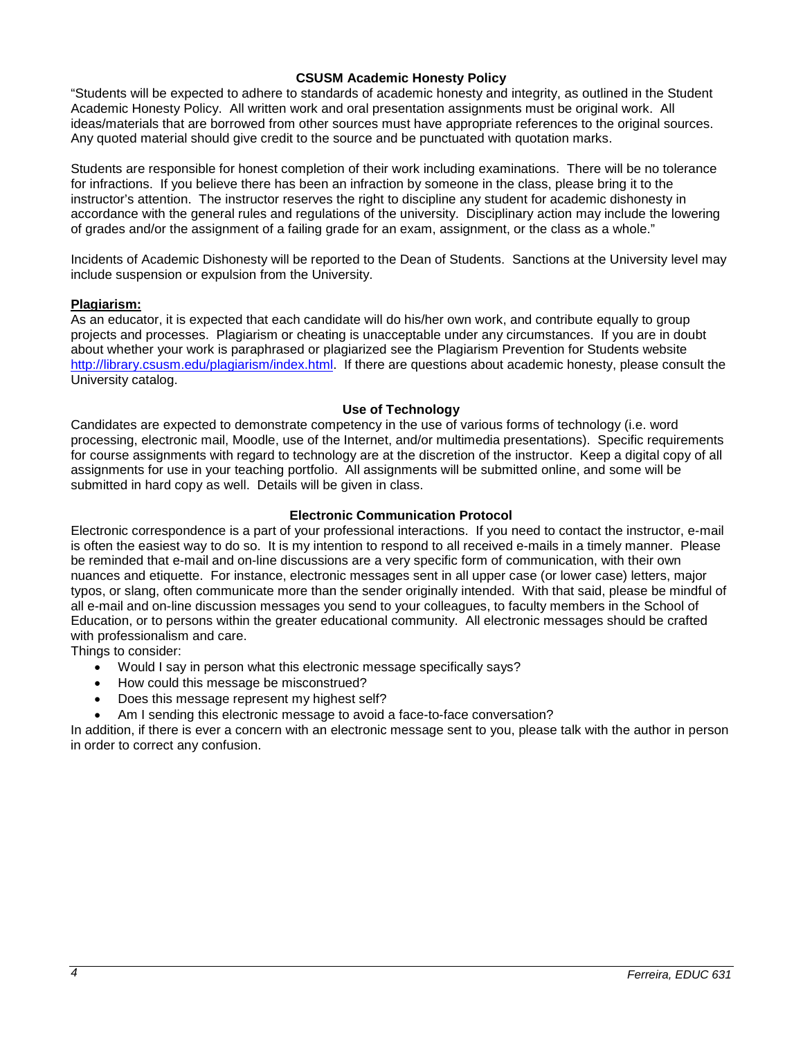### CSUSM Academic Honesty Policy

"Students will be expected to adhere to standards of academic honesty and integrity, as outlined in the Student Academic Honesty Policy. All written work and oral presentation assignments must be original work. All ideas/materials that are borrowed from other sources must have appropriate references to the original sources. Any quoted material should give credit to the source and be punctuated with quotation marks.

Students are responsible for honest completion of their work including examinations. There will be no tolerance for infractions. If you believe there has been an infraction by someone in the class, please bring it to the instructor's attention. The instructor reserves the right to discipline any student for academic dishonesty in accordance with the general rules and regulations of the university. Disciplinary action may include the lowering of grades and/or the assignment of a failing grade for an exam, assignment, or the class as a whole."

Incidents of Academic Dishonesty will be reported to the Dean of Students. Sanctions at the University level may include suspension or expulsion from the University.

**Plagiarism:**

As an educator, it is expected that each candidate will do his/her own work, and contribute equally to group projects and processes. Plagiarism or cheating is unacceptable under any circumstances. If you are in doubt about whether your work is paraphrased or plagiarized see the Plagiarism Prevention for Students website http://library.csusm.edu/plagiarism/index.html. If there are questions about academic honesty, please consult the University catalog.

### Use of Technology

Candidates are expected to demonstrate competency in the use of various forms of technology (i.e. word processing, electronic mail, Moodle, use of the Internet, and/or multimedia presentations). Specific requirements for course assignments with regard to technology are at the discretion of the instructor. Keep a digital copy of all assignments for use in your teaching portfolio. All assignments will be submitted online, and some will be submitted in hard copy as well. Details will be given in class.

### Electronic Communication Protocol

Electronic correspondence is a part of your professional interactions. If you need to contact the instructor, e-mail is often the easiest way to do so. It is my intention to respond to all received e-mails in a timely manner. Please be reminded that e-mail and on-line discussions are a very specific form of communication, with their own nuances and etiquette. For instance, electronic messages sent in all upper case (or lower case) letters, major typos, or slang, often communicate more than the sender originally intended. With that said, please be mindful of all e-mail and on-line discussion messages you send to your colleagues, to faculty members in the School of Education, or to persons within the greater educational community. All electronic messages should be crafted with professionalism and care.

Things to consider:

- Would I say in person what this electronic message specifically says?
- How could this message be misconstrued?
- Does this message represent my highest self?
- Am I sending this electronic message to avoid a face-to-face conversation?

In addition, if there is ever a concern with an electronic message sent to you, please talk with the author in person in order to correct any confusion.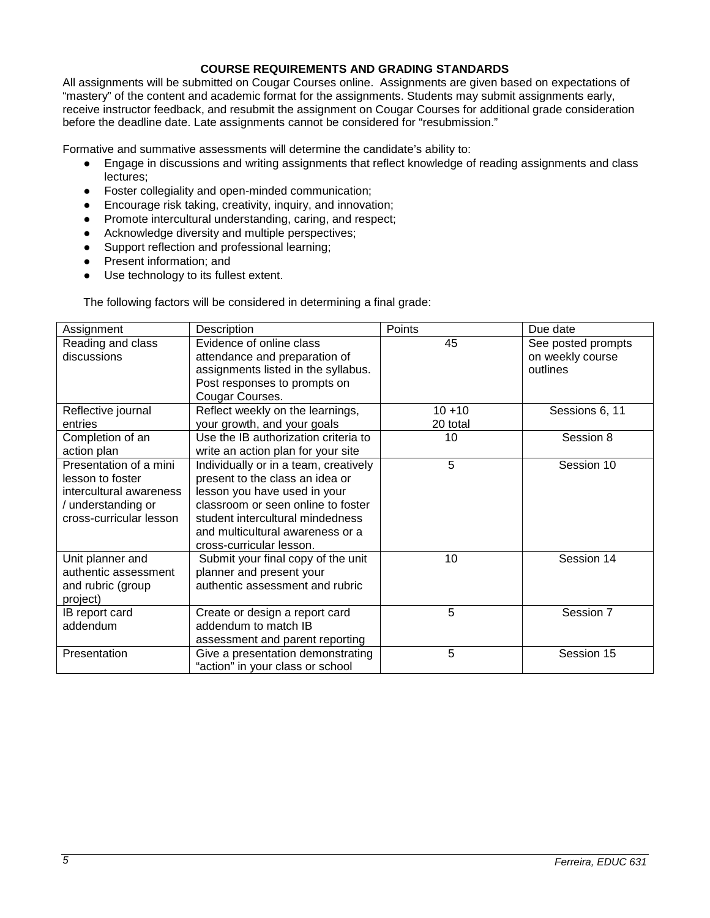## COURSE REQUIREMENTS AND GRADING STANDARDS

All assignments will be submitted on Cougar Courses online. Assignments are given based on expectations of "mastery" of the content and academic format for the assignments. Students may submit assignments early, receive instructor feedback, and resubmit the assignment on Cougar Courses for additional grade consideration before the deadline date. Late assignments cannot be considered for "resubmission."

Formative and summative assessments will determine the candidate's ability to:

- Engage in discussions and writing assignments that reflect knowledge of reading assignments and class lectures;
- Foster collegiality and open-minded communication;
- Encourage risk taking, creativity, inquiry, and innovation;
- Promote intercultural understanding, caring, and respect;
- Acknowledge diversity and multiple perspectives;
- Support reflection and professional learning;
- Present information; and
- Use technology to its fullest extent.

The following factors will be considered in determining a final grade:

| Assignment | Description | Points | Due date |
|---|---|---|---|
| Reading and class discussions | Evidence of online class attendance and preparation of assignments listed in the syllabus. Post responses to prompts on Cougar Courses. | 45 | See posted prompts on weekly course outlines |
| Reflective journal entries | Reflect weekly on the learnings, your growth, and your goals | 10 +10 20 total | Sessions 6, 11 |
| Completion of an action plan | Use the IB authorization criteria to write an action plan for your site | 10 | Session 8 |
| Presentation of a mini lesson to foster intercultural awareness / understanding or cross-curricular lesson | Individually or in a team, creatively present to the class an idea or lesson you have used in your classroom or seen online to foster student intercultural mindedness and multicultural awareness or a cross-curricular lesson. | 5 | Session 10 |
| Unit planner and authentic assessment and rubric (group project) | Submit your final copy of the unit planner and present your authentic assessment and rubric | 10 | Session 14 |
| IB report card addendum | Create or design a report card addendum to match IB assessment and parent reporting | 5 | Session 7 |
| Presentation | Give a presentation demonstrating "action" in your class or school | 5 | Session 15 |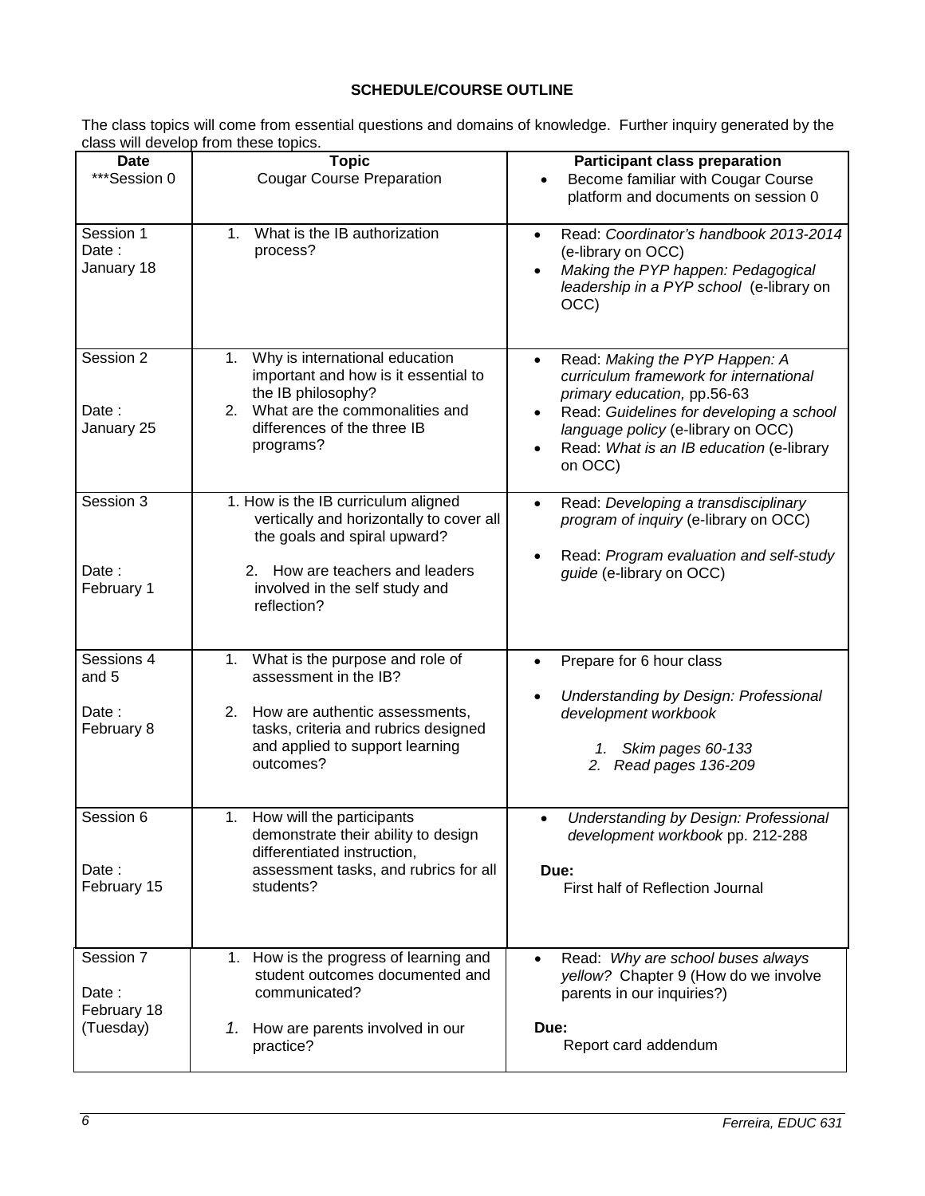**SCHEDULE/COURSE OUTLINE**

The class topics will come from essential questions and domains of knowledge. Further inquiry generated by the class will develop from these topics.

| Date | Topic | Participant class preparation |
|---|---|---|
| ***Session 0 | Cougar Course Preparation | • Become familiar with Cougar Course platform and documents on session 0 |
| Session 1<br>Date : January 18 | 1. What is the IB authorization process? | • Read: *Coordinator's handbook 2013-2014* (e-library on OCC)<br>• *Making the PYP happen: Pedagogical leadership in a PYP school* (e-library on OCC) |
| Session 2<br>Date : January 25 | 1. Why is international education important and how is it essential to the IB philosophy?<br>2. What are the commonalities and differences of the three IB programs? | • Read: *Making the PYP Happen: A curriculum framework for international primary education,* pp.56-63<br>• Read: *Guidelines for developing a school language policy* (e-library on OCC)<br>• Read: *What is an IB education* (e-library on OCC) |
| Session 3<br>Date : February 1 | 1. How is the IB curriculum aligned vertically and horizontally to cover all the goals and spiral upward?<br>2. How are teachers and leaders involved in the self study and reflection? | • Read: *Developing a transdisciplinary program of inquiry* (e-library on OCC)<br>• Read: *Program evaluation and self-study guide* (e-library on OCC) |
| Sessions 4 and 5<br>Date : February 8 | 1. What is the purpose and role of assessment in the IB?<br>2. How are authentic assessments, tasks, criteria and rubrics designed and applied to support learning outcomes? | • Prepare for 6 hour class<br>• *Understanding by Design: Professional development workbook*<br>*1. Skim pages 60-133*<br>*2. Read pages 136-209* |
| Session 6<br>Date : February 15 | 1. How will the participants demonstrate their ability to design differentiated instruction, assessment tasks, and rubrics for all students? | • *Understanding by Design: Professional development workbook* pp. 212-288<br>**Due:**<br>First half of Reflection Journal |
| Session 7<br>Date : February 18 (Tuesday) | 1. How is the progress of learning and student outcomes documented and communicated?<br>*1.* How are parents involved in our practice? | • Read: *Why are school buses always yellow?* Chapter 9 (How do we involve parents in our inquiries?)<br>**Due:**<br>Report card addendum |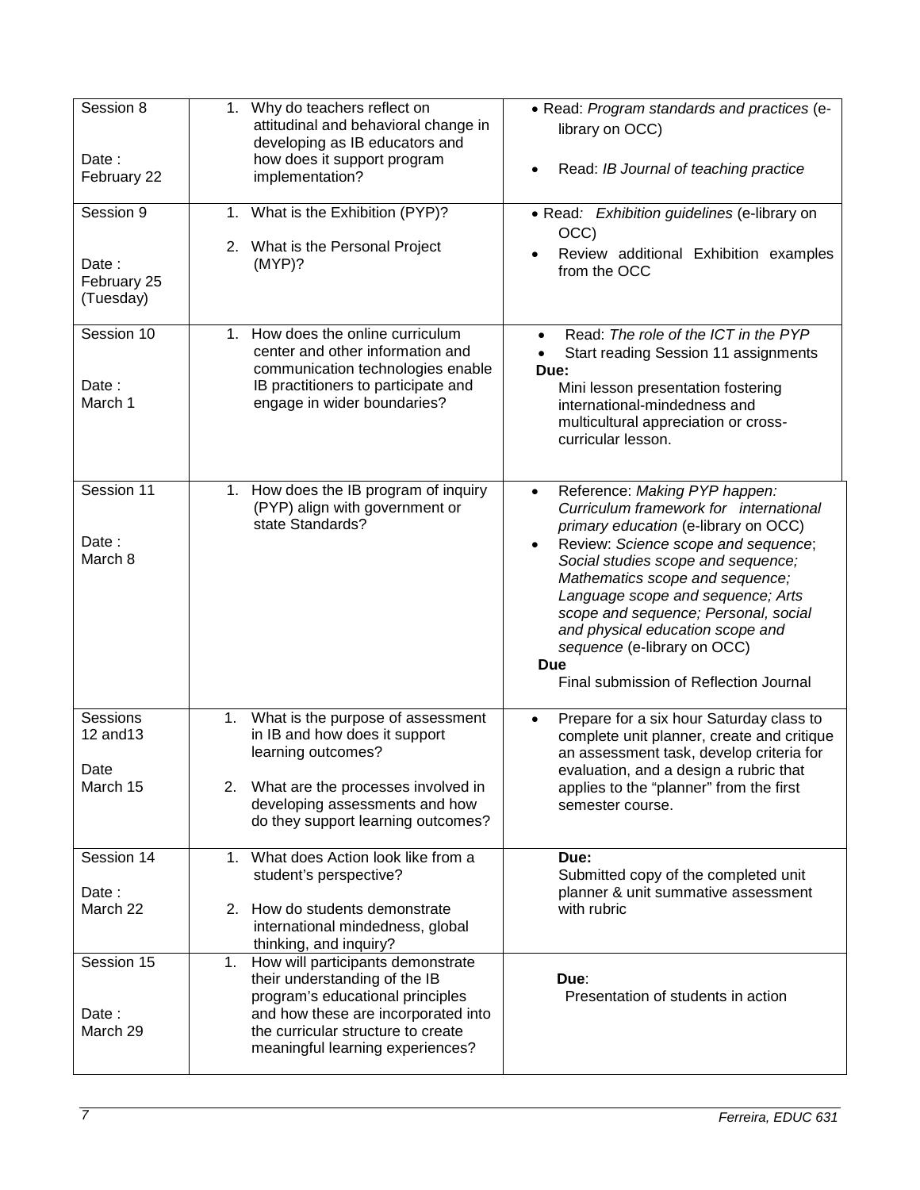| | | |
|---|---|---|
| Session 8<br><br>Date :<br>February 22 | 1. Why do teachers reflect on attitudinal and behavioral change in developing as IB educators and how does it support program implementation? | • Read: *Program standards and practices* (e-library on OCC)<br><br>• Read: *IB Journal of teaching practice* |
| Session 9<br><br>Date :<br>February 25<br>(Tuesday) | 1. What is the Exhibition (PYP)?<br><br>2. What is the Personal Project (MYP)? | • Read: *Exhibition guidelines* (e-library on OCC)<br>• Review additional Exhibition examples from the OCC |
| Session 10<br><br>Date :<br>March 1 | 1. How does the online curriculum center and other information and communication technologies enable IB practitioners to participate and engage in wider boundaries? | • Read: *The role of the ICT in the PYP*<br>• Start reading Session 11 assignments<br>**Due:**<br>Mini lesson presentation fostering international-mindedness and multicultural appreciation or cross-curricular lesson. |
| Session 11<br><br>Date :<br>March 8 | 1. How does the IB program of inquiry (PYP) align with government or state Standards? | • Reference: *Making PYP happen: Curriculum framework for international primary education* (e-library on OCC)<br>• Review: *Science scope and sequence*; *Social studies scope and sequence; Mathematics scope and sequence; Language scope and sequence; Arts scope and sequence; Personal, social and physical education scope and sequence* (e-library on OCC)<br>**Due**<br>Final submission of Reflection Journal |
| Sessions 12 and13<br><br>Date<br>March 15 | 1. What is the purpose of assessment in IB and how does it support learning outcomes?<br><br>2. What are the processes involved in developing assessments and how do they support learning outcomes? | • Prepare for a six hour Saturday class to complete unit planner, create and critique an assessment task, develop criteria for evaluation, and a design a rubric that applies to the "planner" from the first semester course. |
| Session 14<br><br>Date :<br>March 22 | 1. What does Action look like from a student's perspective?<br><br>2. How do students demonstrate international mindedness, global thinking, and inquiry? | **Due:**<br>Submitted copy of the completed unit planner & unit summative assessment with rubric |
| Session 15<br><br>Date :<br>March 29 | 1. How will participants demonstrate their understanding of the IB program's educational principles and how these are incorporated into the curricular structure to create meaningful learning experiences? | **Due**:<br>Presentation of students in action |